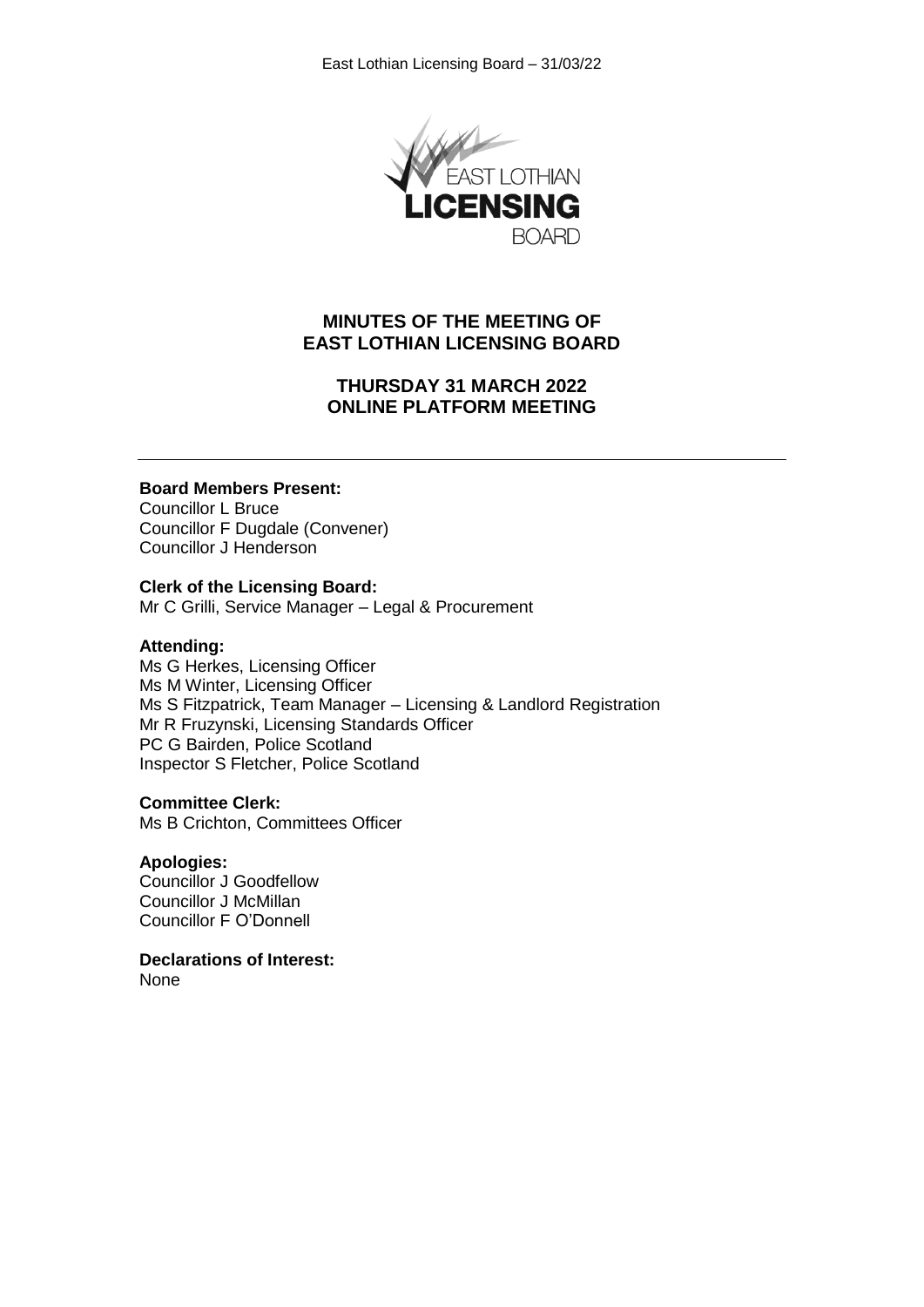# MINUTES OF THE MEETING OF EAST LOTHIAN LICENSING BOARD

## THURSDAY 31 MARCH 2022
## ONLINE PLATFORM MEETING

---

**Board Members Present:**
Councillor L Bruce
Councillor F Dugdale (Convener)
Councillor J Henderson

**Clerk of the Licensing Board:**
Mr C Grilli, Service Manager – Legal & Procurement

**Attending:**
Ms G Herkes, Licensing Officer
Ms M Winter, Licensing Officer
Ms S Fitzpatrick, Team Manager – Licensing & Landlord Registration
Mr R Fruzynski, Licensing Standards Officer
PC G Bairden, Police Scotland
Inspector S Fletcher, Police Scotland

**Committee Clerk:**
Ms B Crichton, Committees Officer

**Apologies:**
Councillor J Goodfellow
Councillor J McMillan
Councillor F O'Donnell

**Declarations of Interest:**
None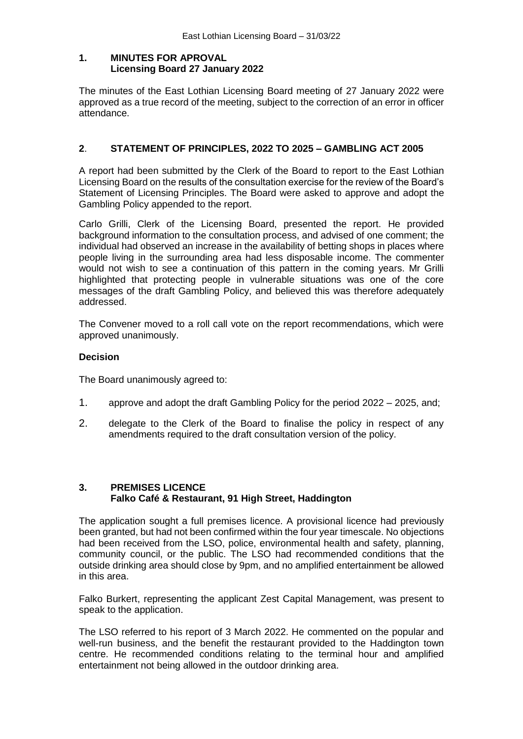## 1. MINUTES FOR APROVAL
**Licensing Board 27 January 2022**

The minutes of the East Lothian Licensing Board meeting of 27 January 2022 were approved as a true record of the meeting, subject to the correction of an error in officer attendance.

## 2. STATEMENT OF PRINCIPLES, 2022 TO 2025 – GAMBLING ACT 2005

A report had been submitted by the Clerk of the Board to report to the East Lothian Licensing Board on the results of the consultation exercise for the review of the Board's Statement of Licensing Principles. The Board were asked to approve and adopt the Gambling Policy appended to the report.

Carlo Grilli, Clerk of the Licensing Board, presented the report. He provided background information to the consultation process, and advised of one comment; the individual had observed an increase in the availability of betting shops in places where people living in the surrounding area had less disposable income. The commenter would not wish to see a continuation of this pattern in the coming years. Mr Grilli highlighted that protecting people in vulnerable situations was one of the core messages of the draft Gambling Policy, and believed this was therefore adequately addressed.

The Convener moved to a roll call vote on the report recommendations, which were approved unanimously.

**Decision**

The Board unanimously agreed to:

1. approve and adopt the draft Gambling Policy for the period 2022 – 2025, and;
2. delegate to the Clerk of the Board to finalise the policy in respect of any amendments required to the draft consultation version of the policy.

## 3. PREMISES LICENCE
**Falko Café & Restaurant, 91 High Street, Haddington**

The application sought a full premises licence. A provisional licence had previously been granted, but had not been confirmed within the four year timescale. No objections had been received from the LSO, police, environmental health and safety, planning, community council, or the public. The LSO had recommended conditions that the outside drinking area should close by 9pm, and no amplified entertainment be allowed in this area.

Falko Burkert, representing the applicant Zest Capital Management, was present to speak to the application.

The LSO referred to his report of 3 March 2022. He commented on the popular and well-run business, and the benefit the restaurant provided to the Haddington town centre. He recommended conditions relating to the terminal hour and amplified entertainment not being allowed in the outdoor drinking area.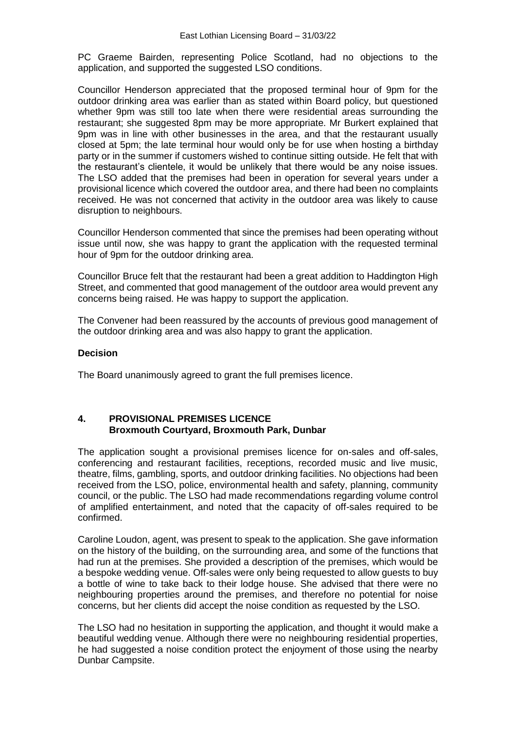PC Graeme Bairden, representing Police Scotland, had no objections to the application, and supported the suggested LSO conditions.

Councillor Henderson appreciated that the proposed terminal hour of 9pm for the outdoor drinking area was earlier than as stated within Board policy, but questioned whether 9pm was still too late when there were residential areas surrounding the restaurant; she suggested 8pm may be more appropriate. Mr Burkert explained that 9pm was in line with other businesses in the area, and that the restaurant usually closed at 5pm; the late terminal hour would only be for use when hosting a birthday party or in the summer if customers wished to continue sitting outside. He felt that with the restaurant's clientele, it would be unlikely that there would be any noise issues. The LSO added that the premises had been in operation for several years under a provisional licence which covered the outdoor area, and there had been no complaints received. He was not concerned that activity in the outdoor area was likely to cause disruption to neighbours.

Councillor Henderson commented that since the premises had been operating without issue until now, she was happy to grant the application with the requested terminal hour of 9pm for the outdoor drinking area.

Councillor Bruce felt that the restaurant had been a great addition to Haddington High Street, and commented that good management of the outdoor area would prevent any concerns being raised. He was happy to support the application.

The Convener had been reassured by the accounts of previous good management of the outdoor drinking area and was also happy to grant the application.

**Decision**

The Board unanimously agreed to grant the full premises licence.

## 4. PROVISIONAL PREMISES LICENCE Broxmouth Courtyard, Broxmouth Park, Dunbar

The application sought a provisional premises licence for on-sales and off-sales, conferencing and restaurant facilities, receptions, recorded music and live music, theatre, films, gambling, sports, and outdoor drinking facilities. No objections had been received from the LSO, police, environmental health and safety, planning, community council, or the public. The LSO had made recommendations regarding volume control of amplified entertainment, and noted that the capacity of off-sales required to be confirmed.

Caroline Loudon, agent, was present to speak to the application. She gave information on the history of the building, on the surrounding area, and some of the functions that had run at the premises. She provided a description of the premises, which would be a bespoke wedding venue. Off-sales were only being requested to allow guests to buy a bottle of wine to take back to their lodge house. She advised that there were no neighbouring properties around the premises, and therefore no potential for noise concerns, but her clients did accept the noise condition as requested by the LSO.

The LSO had no hesitation in supporting the application, and thought it would make a beautiful wedding venue. Although there were no neighbouring residential properties, he had suggested a noise condition protect the enjoyment of those using the nearby Dunbar Campsite.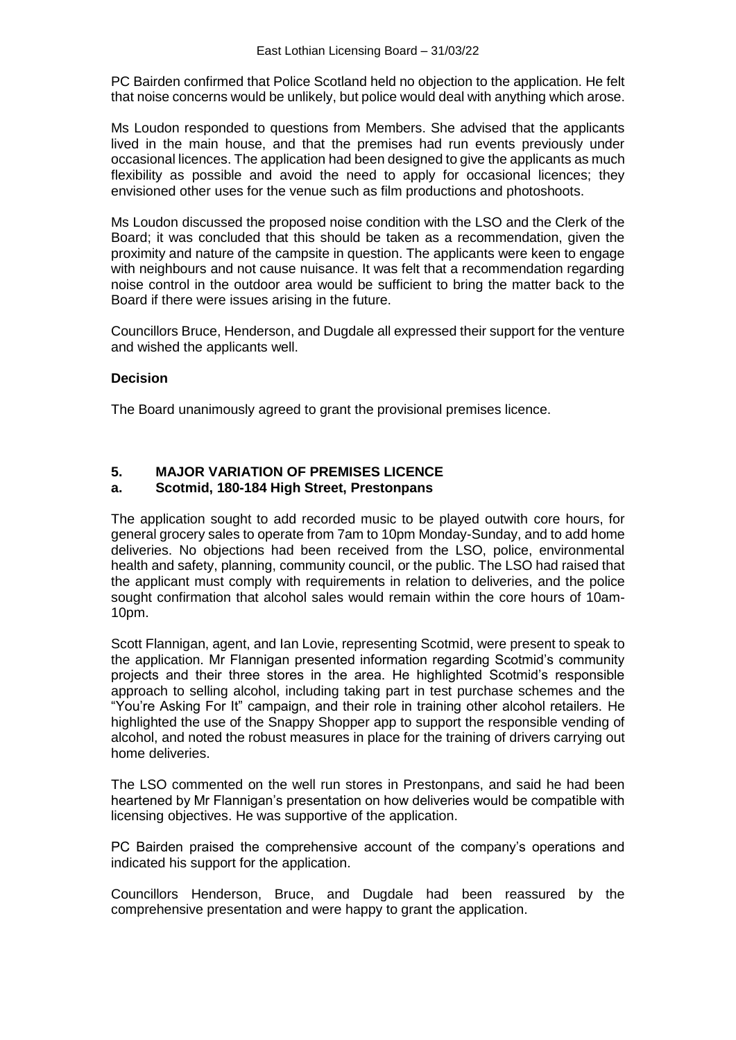PC Bairden confirmed that Police Scotland held no objection to the application. He felt that noise concerns would be unlikely, but police would deal with anything which arose.

Ms Loudon responded to questions from Members. She advised that the applicants lived in the main house, and that the premises had run events previously under occasional licences. The application had been designed to give the applicants as much flexibility as possible and avoid the need to apply for occasional licences; they envisioned other uses for the venue such as film productions and photoshoots.

Ms Loudon discussed the proposed noise condition with the LSO and the Clerk of the Board; it was concluded that this should be taken as a recommendation, given the proximity and nature of the campsite in question. The applicants were keen to engage with neighbours and not cause nuisance. It was felt that a recommendation regarding noise control in the outdoor area would be sufficient to bring the matter back to the Board if there were issues arising in the future.

Councillors Bruce, Henderson, and Dugdale all expressed their support for the venture and wished the applicants well.

**Decision**

The Board unanimously agreed to grant the provisional premises licence.

## 5. MAJOR VARIATION OF PREMISES LICENCE

### a. Scotmid, 180-184 High Street, Prestonpans

The application sought to add recorded music to be played outwith core hours, for general grocery sales to operate from 7am to 10pm Monday-Sunday, and to add home deliveries. No objections had been received from the LSO, police, environmental health and safety, planning, community council, or the public. The LSO had raised that the applicant must comply with requirements in relation to deliveries, and the police sought confirmation that alcohol sales would remain within the core hours of 10am-10pm.

Scott Flannigan, agent, and Ian Lovie, representing Scotmid, were present to speak to the application. Mr Flannigan presented information regarding Scotmid's community projects and their three stores in the area. He highlighted Scotmid's responsible approach to selling alcohol, including taking part in test purchase schemes and the "You're Asking For It" campaign, and their role in training other alcohol retailers. He highlighted the use of the Snappy Shopper app to support the responsible vending of alcohol, and noted the robust measures in place for the training of drivers carrying out home deliveries.

The LSO commented on the well run stores in Prestonpans, and said he had been heartened by Mr Flannigan's presentation on how deliveries would be compatible with licensing objectives. He was supportive of the application.

PC Bairden praised the comprehensive account of the company's operations and indicated his support for the application.

Councillors Henderson, Bruce, and Dugdale had been reassured by the comprehensive presentation and were happy to grant the application.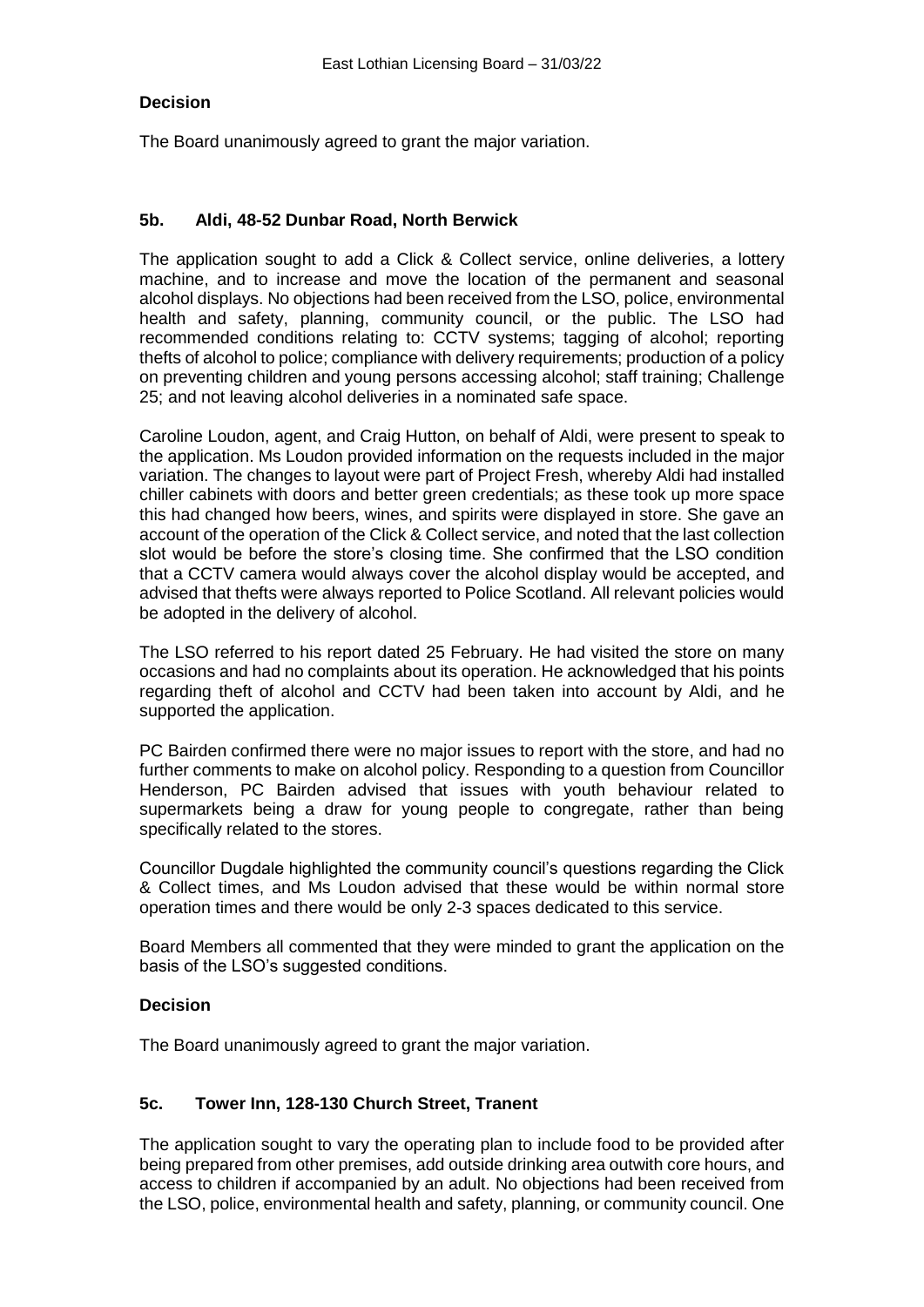**Decision**

The Board unanimously agreed to grant the major variation.

## 5b. Aldi, 48-52 Dunbar Road, North Berwick

The application sought to add a Click & Collect service, online deliveries, a lottery machine, and to increase and move the location of the permanent and seasonal alcohol displays. No objections had been received from the LSO, police, environmental health and safety, planning, community council, or the public. The LSO had recommended conditions relating to: CCTV systems; tagging of alcohol; reporting thefts of alcohol to police; compliance with delivery requirements; production of a policy on preventing children and young persons accessing alcohol; staff training; Challenge 25; and not leaving alcohol deliveries in a nominated safe space.

Caroline Loudon, agent, and Craig Hutton, on behalf of Aldi, were present to speak to the application. Ms Loudon provided information on the requests included in the major variation. The changes to layout were part of Project Fresh, whereby Aldi had installed chiller cabinets with doors and better green credentials; as these took up more space this had changed how beers, wines, and spirits were displayed in store. She gave an account of the operation of the Click & Collect service, and noted that the last collection slot would be before the store's closing time. She confirmed that the LSO condition that a CCTV camera would always cover the alcohol display would be accepted, and advised that thefts were always reported to Police Scotland. All relevant policies would be adopted in the delivery of alcohol.

The LSO referred to his report dated 25 February. He had visited the store on many occasions and had no complaints about its operation. He acknowledged that his points regarding theft of alcohol and CCTV had been taken into account by Aldi, and he supported the application.

PC Bairden confirmed there were no major issues to report with the store, and had no further comments to make on alcohol policy. Responding to a question from Councillor Henderson, PC Bairden advised that issues with youth behaviour related to supermarkets being a draw for young people to congregate, rather than being specifically related to the stores.

Councillor Dugdale highlighted the community council's questions regarding the Click & Collect times, and Ms Loudon advised that these would be within normal store operation times and there would be only 2-3 spaces dedicated to this service.

Board Members all commented that they were minded to grant the application on the basis of the LSO's suggested conditions.

**Decision**

The Board unanimously agreed to grant the major variation.

## 5c. Tower Inn, 128-130 Church Street, Tranent

The application sought to vary the operating plan to include food to be provided after being prepared from other premises, add outside drinking area outwith core hours, and access to children if accompanied by an adult. No objections had been received from the LSO, police, environmental health and safety, planning, or community council. One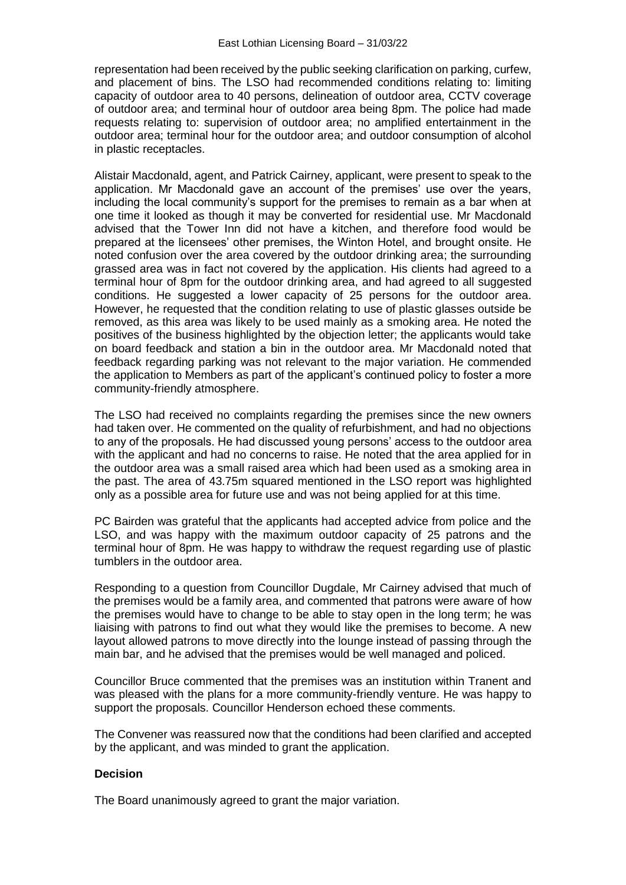representation had been received by the public seeking clarification on parking, curfew, and placement of bins. The LSO had recommended conditions relating to: limiting capacity of outdoor area to 40 persons, delineation of outdoor area, CCTV coverage of outdoor area; and terminal hour of outdoor area being 8pm. The police had made requests relating to: supervision of outdoor area; no amplified entertainment in the outdoor area; terminal hour for the outdoor area; and outdoor consumption of alcohol in plastic receptacles.

Alistair Macdonald, agent, and Patrick Cairney, applicant, were present to speak to the application. Mr Macdonald gave an account of the premises' use over the years, including the local community's support for the premises to remain as a bar when at one time it looked as though it may be converted for residential use. Mr Macdonald advised that the Tower Inn did not have a kitchen, and therefore food would be prepared at the licensees' other premises, the Winton Hotel, and brought onsite. He noted confusion over the area covered by the outdoor drinking area; the surrounding grassed area was in fact not covered by the application. His clients had agreed to a terminal hour of 8pm for the outdoor drinking area, and had agreed to all suggested conditions. He suggested a lower capacity of 25 persons for the outdoor area. However, he requested that the condition relating to use of plastic glasses outside be removed, as this area was likely to be used mainly as a smoking area. He noted the positives of the business highlighted by the objection letter; the applicants would take on board feedback and station a bin in the outdoor area. Mr Macdonald noted that feedback regarding parking was not relevant to the major variation. He commended the application to Members as part of the applicant's continued policy to foster a more community-friendly atmosphere.

The LSO had received no complaints regarding the premises since the new owners had taken over. He commented on the quality of refurbishment, and had no objections to any of the proposals. He had discussed young persons' access to the outdoor area with the applicant and had no concerns to raise. He noted that the area applied for in the outdoor area was a small raised area which had been used as a smoking area in the past. The area of 43.75m squared mentioned in the LSO report was highlighted only as a possible area for future use and was not being applied for at this time.

PC Bairden was grateful that the applicants had accepted advice from police and the LSO, and was happy with the maximum outdoor capacity of 25 patrons and the terminal hour of 8pm. He was happy to withdraw the request regarding use of plastic tumblers in the outdoor area.

Responding to a question from Councillor Dugdale, Mr Cairney advised that much of the premises would be a family area, and commented that patrons were aware of how the premises would have to change to be able to stay open in the long term; he was liaising with patrons to find out what they would like the premises to become. A new layout allowed patrons to move directly into the lounge instead of passing through the main bar, and he advised that the premises would be well managed and policed.

Councillor Bruce commented that the premises was an institution within Tranent and was pleased with the plans for a more community-friendly venture. He was happy to support the proposals. Councillor Henderson echoed these comments.

The Convener was reassured now that the conditions had been clarified and accepted by the applicant, and was minded to grant the application.

**Decision**

The Board unanimously agreed to grant the major variation.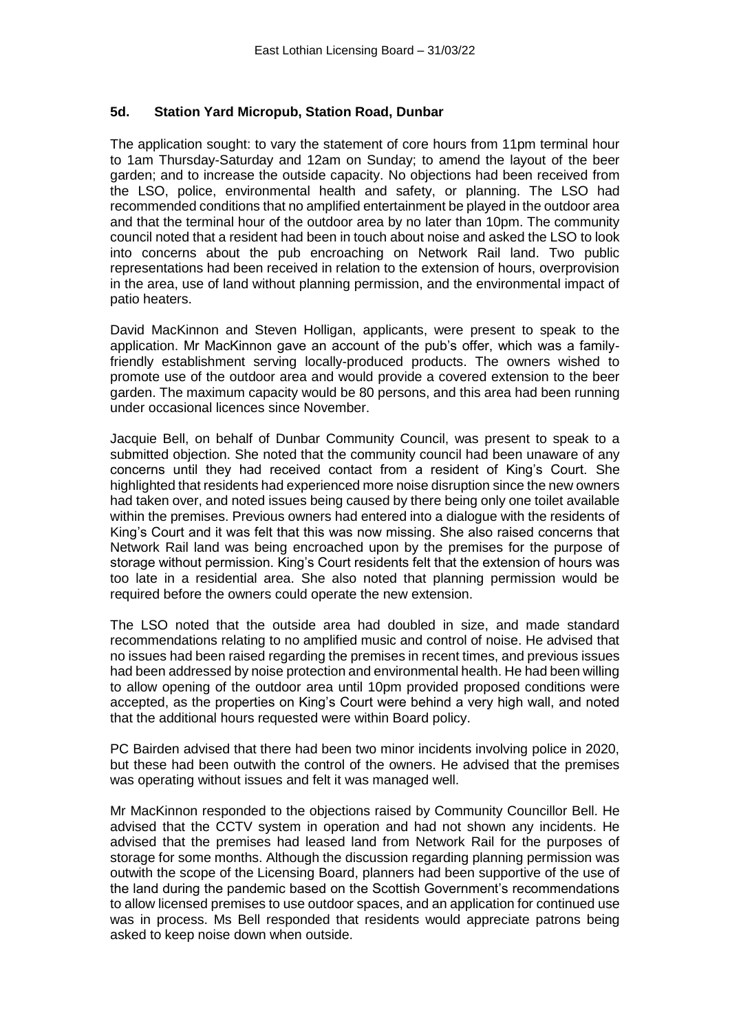### 5d. Station Yard Micropub, Station Road, Dunbar

The application sought: to vary the statement of core hours from 11pm terminal hour to 1am Thursday-Saturday and 12am on Sunday; to amend the layout of the beer garden; and to increase the outside capacity. No objections had been received from the LSO, police, environmental health and safety, or planning. The LSO had recommended conditions that no amplified entertainment be played in the outdoor area and that the terminal hour of the outdoor area by no later than 10pm. The community council noted that a resident had been in touch about noise and asked the LSO to look into concerns about the pub encroaching on Network Rail land. Two public representations had been received in relation to the extension of hours, overprovision in the area, use of land without planning permission, and the environmental impact of patio heaters.

David MacKinnon and Steven Holligan, applicants, were present to speak to the application. Mr MacKinnon gave an account of the pub's offer, which was a family-friendly establishment serving locally-produced products. The owners wished to promote use of the outdoor area and would provide a covered extension to the beer garden. The maximum capacity would be 80 persons, and this area had been running under occasional licences since November.

Jacquie Bell, on behalf of Dunbar Community Council, was present to speak to a submitted objection. She noted that the community council had been unaware of any concerns until they had received contact from a resident of King's Court. She highlighted that residents had experienced more noise disruption since the new owners had taken over, and noted issues being caused by there being only one toilet available within the premises. Previous owners had entered into a dialogue with the residents of King's Court and it was felt that this was now missing. She also raised concerns that Network Rail land was being encroached upon by the premises for the purpose of storage without permission. King's Court residents felt that the extension of hours was too late in a residential area. She also noted that planning permission would be required before the owners could operate the new extension.

The LSO noted that the outside area had doubled in size, and made standard recommendations relating to no amplified music and control of noise. He advised that no issues had been raised regarding the premises in recent times, and previous issues had been addressed by noise protection and environmental health. He had been willing to allow opening of the outdoor area until 10pm provided proposed conditions were accepted, as the properties on King's Court were behind a very high wall, and noted that the additional hours requested were within Board policy.

PC Bairden advised that there had been two minor incidents involving police in 2020, but these had been outwith the control of the owners. He advised that the premises was operating without issues and felt it was managed well.

Mr MacKinnon responded to the objections raised by Community Councillor Bell. He advised that the CCTV system in operation and had not shown any incidents. He advised that the premises had leased land from Network Rail for the purposes of storage for some months. Although the discussion regarding planning permission was outwith the scope of the Licensing Board, planners had been supportive of the use of the land during the pandemic based on the Scottish Government's recommendations to allow licensed premises to use outdoor spaces, and an application for continued use was in process. Ms Bell responded that residents would appreciate patrons being asked to keep noise down when outside.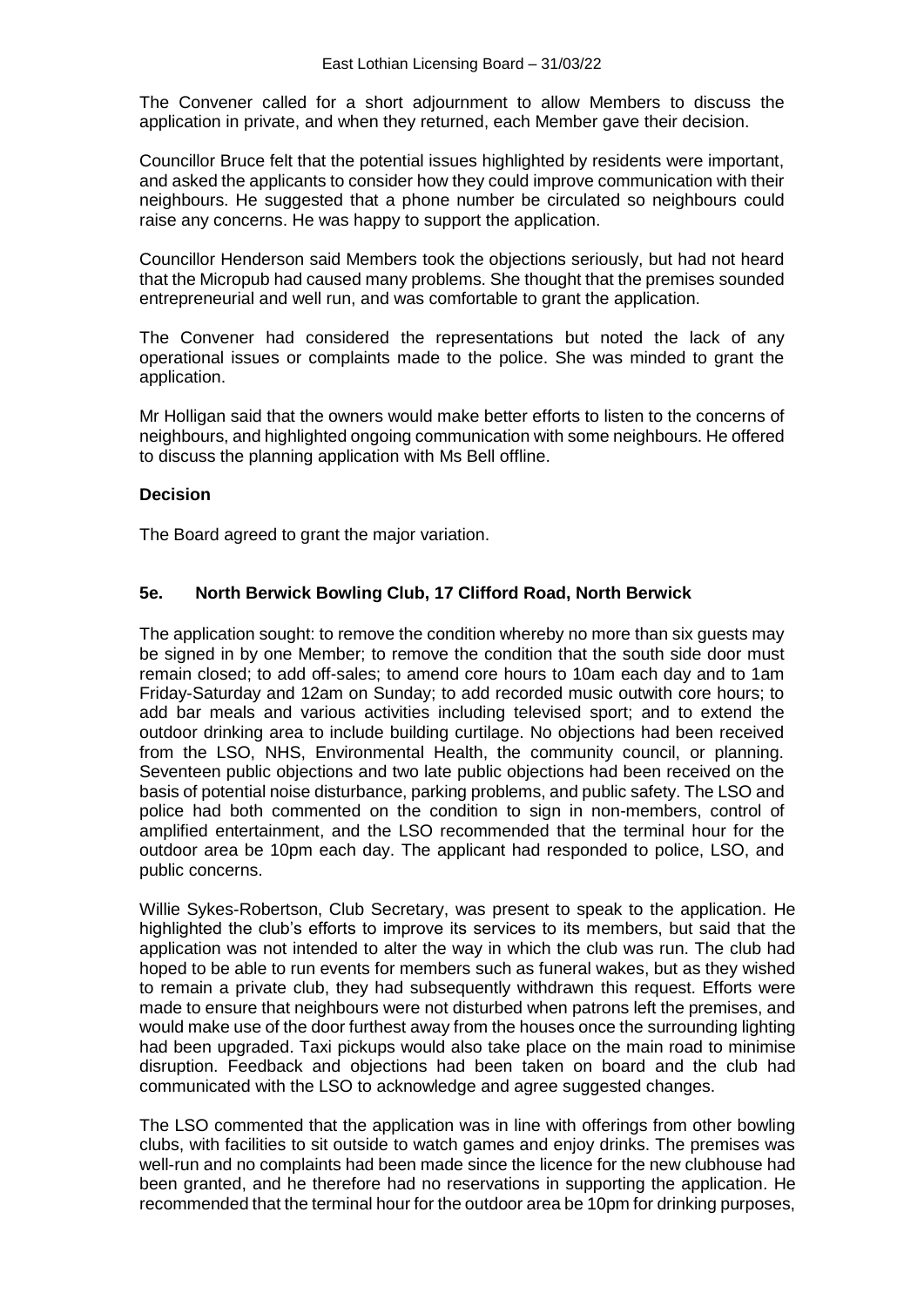The Convener called for a short adjournment to allow Members to discuss the application in private, and when they returned, each Member gave their decision.

Councillor Bruce felt that the potential issues highlighted by residents were important, and asked the applicants to consider how they could improve communication with their neighbours. He suggested that a phone number be circulated so neighbours could raise any concerns. He was happy to support the application.

Councillor Henderson said Members took the objections seriously, but had not heard that the Micropub had caused many problems. She thought that the premises sounded entrepreneurial and well run, and was comfortable to grant the application.

The Convener had considered the representations but noted the lack of any operational issues or complaints made to the police. She was minded to grant the application.

Mr Holligan said that the owners would make better efforts to listen to the concerns of neighbours, and highlighted ongoing communication with some neighbours. He offered to discuss the planning application with Ms Bell offline.

**Decision**

The Board agreed to grant the major variation.

### 5e. North Berwick Bowling Club, 17 Clifford Road, North Berwick

The application sought: to remove the condition whereby no more than six guests may be signed in by one Member; to remove the condition that the south side door must remain closed; to add off-sales; to amend core hours to 10am each day and to 1am Friday-Saturday and 12am on Sunday; to add recorded music outwith core hours; to add bar meals and various activities including televised sport; and to extend the outdoor drinking area to include building curtilage. No objections had been received from the LSO, NHS, Environmental Health, the community council, or planning. Seventeen public objections and two late public objections had been received on the basis of potential noise disturbance, parking problems, and public safety. The LSO and police had both commented on the condition to sign in non-members, control of amplified entertainment, and the LSO recommended that the terminal hour for the outdoor area be 10pm each day. The applicant had responded to police, LSO, and public concerns.

Willie Sykes-Robertson, Club Secretary, was present to speak to the application. He highlighted the club's efforts to improve its services to its members, but said that the application was not intended to alter the way in which the club was run. The club had hoped to be able to run events for members such as funeral wakes, but as they wished to remain a private club, they had subsequently withdrawn this request. Efforts were made to ensure that neighbours were not disturbed when patrons left the premises, and would make use of the door furthest away from the houses once the surrounding lighting had been upgraded. Taxi pickups would also take place on the main road to minimise disruption. Feedback and objections had been taken on board and the club had communicated with the LSO to acknowledge and agree suggested changes.

The LSO commented that the application was in line with offerings from other bowling clubs, with facilities to sit outside to watch games and enjoy drinks. The premises was well-run and no complaints had been made since the licence for the new clubhouse had been granted, and he therefore had no reservations in supporting the application. He recommended that the terminal hour for the outdoor area be 10pm for drinking purposes,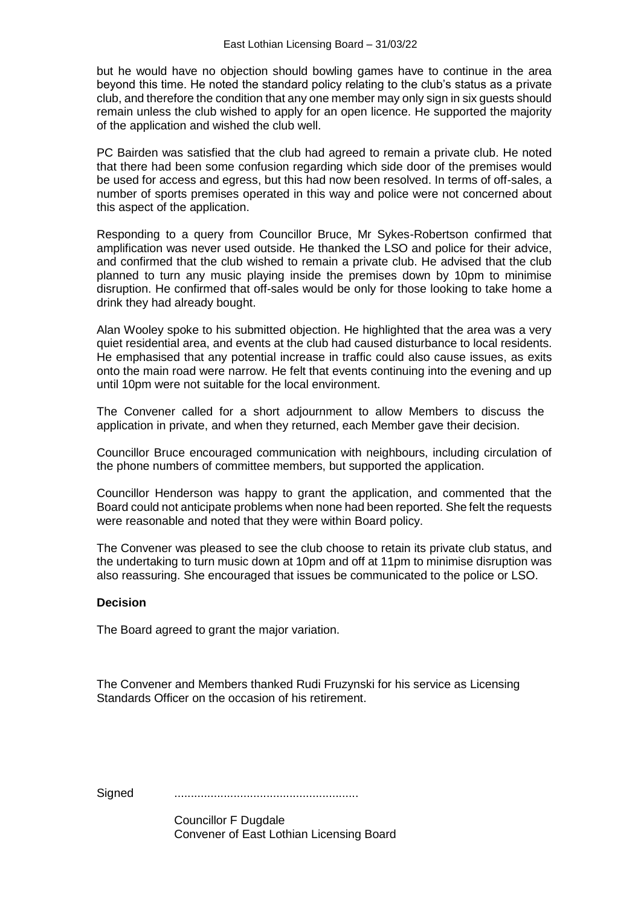but he would have no objection should bowling games have to continue in the area beyond this time. He noted the standard policy relating to the club's status as a private club, and therefore the condition that any one member may only sign in six guests should remain unless the club wished to apply for an open licence. He supported the majority of the application and wished the club well.

PC Bairden was satisfied that the club had agreed to remain a private club. He noted that there had been some confusion regarding which side door of the premises would be used for access and egress, but this had now been resolved. In terms of off-sales, a number of sports premises operated in this way and police were not concerned about this aspect of the application.

Responding to a query from Councillor Bruce, Mr Sykes-Robertson confirmed that amplification was never used outside. He thanked the LSO and police for their advice, and confirmed that the club wished to remain a private club. He advised that the club planned to turn any music playing inside the premises down by 10pm to minimise disruption. He confirmed that off-sales would be only for those looking to take home a drink they had already bought.

Alan Wooley spoke to his submitted objection. He highlighted that the area was a very quiet residential area, and events at the club had caused disturbance to local residents. He emphasised that any potential increase in traffic could also cause issues, as exits onto the main road were narrow. He felt that events continuing into the evening and up until 10pm were not suitable for the local environment.

The Convener called for a short adjournment to allow Members to discuss the application in private, and when they returned, each Member gave their decision.

Councillor Bruce encouraged communication with neighbours, including circulation of the phone numbers of committee members, but supported the application.

Councillor Henderson was happy to grant the application, and commented that the Board could not anticipate problems when none had been reported. She felt the requests were reasonable and noted that they were within Board policy.

The Convener was pleased to see the club choose to retain its private club status, and the undertaking to turn music down at 10pm and off at 11pm to minimise disruption was also reassuring. She encouraged that issues be communicated to the police or LSO.

**Decision**

The Board agreed to grant the major variation.

The Convener and Members thanked Rudi Fruzynski for his service as Licensing Standards Officer on the occasion of his retirement.

Signed ........................................................

Councillor F Dugdale
Convener of East Lothian Licensing Board